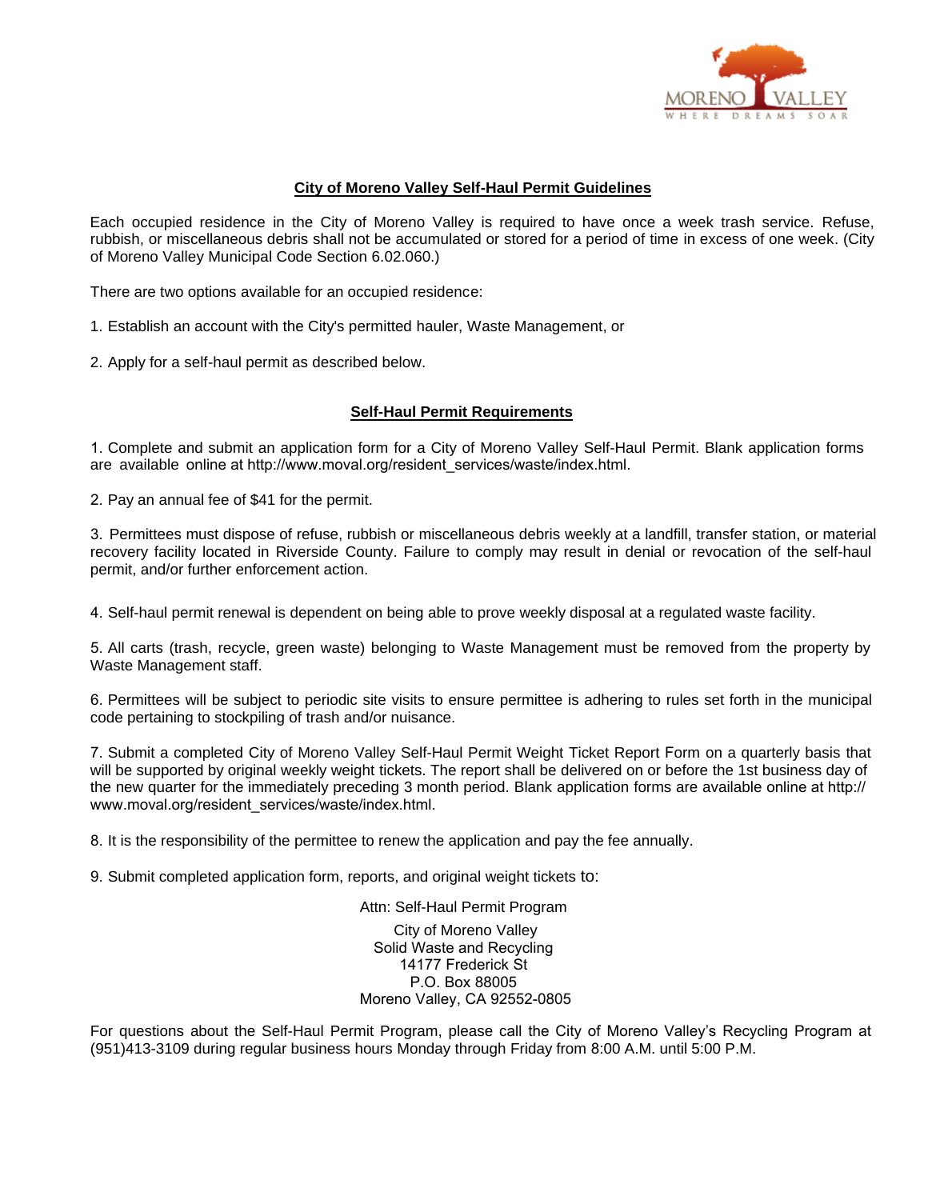MORENO VALLEY
WHERE DREAMS SOAR

## City of Moreno Valley Self-Haul Permit Guidelines

Each occupied residence in the City of Moreno Valley is required to have once a week trash service. Refuse, rubbish, or miscellaneous debris shall not be accumulated or stored for a period of time in excess of one week. (City of Moreno Valley Municipal Code Section 6.02.060.)

There are two options available for an occupied residence:

1. Establish an account with the City's permitted hauler, Waste Management, or

2. Apply for a self-haul permit as described below.

## Self-Haul Permit Requirements

1. Complete and submit an application form for a City of Moreno Valley Self-Haul Permit. Blank application forms are available online at http://www.moval.org/resident_services/waste/index.html.

2. Pay an annual fee of $41 for the permit.

3. Permittees must dispose of refuse, rubbish or miscellaneous debris weekly at a landfill, transfer station, or material recovery facility located in Riverside County. Failure to comply may result in denial or revocation of the self-haul permit, and/or further enforcement action.

4. Self-haul permit renewal is dependent on being able to prove weekly disposal at a regulated waste facility.

5. All carts (trash, recycle, green waste) belonging to Waste Management must be removed from the property by Waste Management staff.

6. Permittees will be subject to periodic site visits to ensure permittee is adhering to rules set forth in the municipal code pertaining to stockpiling of trash and/or nuisance.

7. Submit a completed City of Moreno Valley Self-Haul Permit Weight Ticket Report Form on a quarterly basis that will be supported by original weekly weight tickets. The report shall be delivered on or before the 1st business day of the new quarter for the immediately preceding 3 month period. Blank application forms are available online at http://www.moval.org/resident_services/waste/index.html.

8. It is the responsibility of the permittee to renew the application and pay the fee annually.

9. Submit completed application form, reports, and original weight tickets to:

Attn: Self-Haul Permit Program

City of Moreno Valley
Solid Waste and Recycling
14177 Frederick St
P.O. Box 88005
Moreno Valley, CA 92552-0805

For questions about the Self-Haul Permit Program, please call the City of Moreno Valley's Recycling Program at (951)413-3109 during regular business hours Monday through Friday from 8:00 A.M. until 5:00 P.M.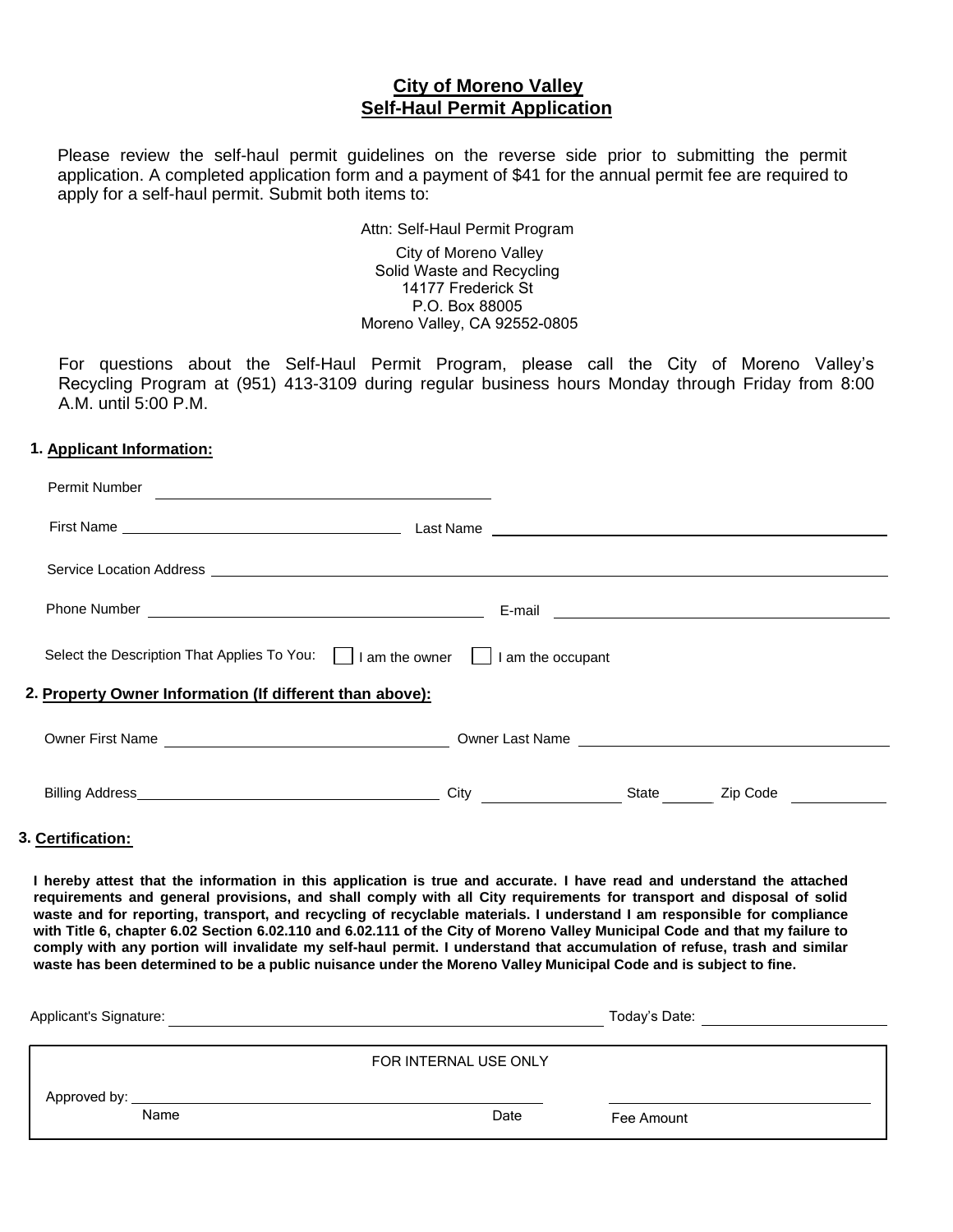# City of Moreno Valley
## Self-Haul Permit Application

Please review the self-haul permit guidelines on the reverse side prior to submitting the permit application. A completed application form and a payment of $41 for the annual permit fee are required to apply for a self-haul permit. Submit both items to:

Attn: Self-Haul Permit Program

City of Moreno Valley
Solid Waste and Recycling
14177 Frederick St
P.O. Box 88005
Moreno Valley, CA 92552-0805

For questions about the Self-Haul Permit Program, please call the City of Moreno Valley's Recycling Program at (951) 413-3109 during regular business hours Monday through Friday from 8:00 A.M. until 5:00 P.M.

### 1. Applicant Information:

Permit Number ______________________

First Name ______________________ Last Name ______________________

Service Location Address ______________________

Phone Number ______________________ E-mail ______________________

Select the Description That Applies To You: ☐ I am the owner ☐ I am the occupant

### 2. Property Owner Information (If different than above):

Owner First Name ______________________ Owner Last Name ______________________

Billing Address ______________________ City __________ State ______ Zip Code __________

### 3. Certification:

**I hereby attest that the information in this application is true and accurate. I have read and understand the attached requirements and general provisions, and shall comply with all City requirements for transport and disposal of solid waste and for reporting, transport, and recycling of recyclable materials. I understand I am responsible for compliance with Title 6, chapter 6.02 Section 6.02.110 and 6.02.111 of the City of Moreno Valley Municipal Code and that my failure to comply with any portion will invalidate my self-haul permit. I understand that accumulation of refuse, trash and similar waste has been determined to be a public nuisance under the Moreno Valley Municipal Code and is subject to fine.**

Applicant's Signature: ______________________ Today's Date: ______________________

FOR INTERNAL USE ONLY

Approved by: ______________________ ______________________

Name Date Fee Amount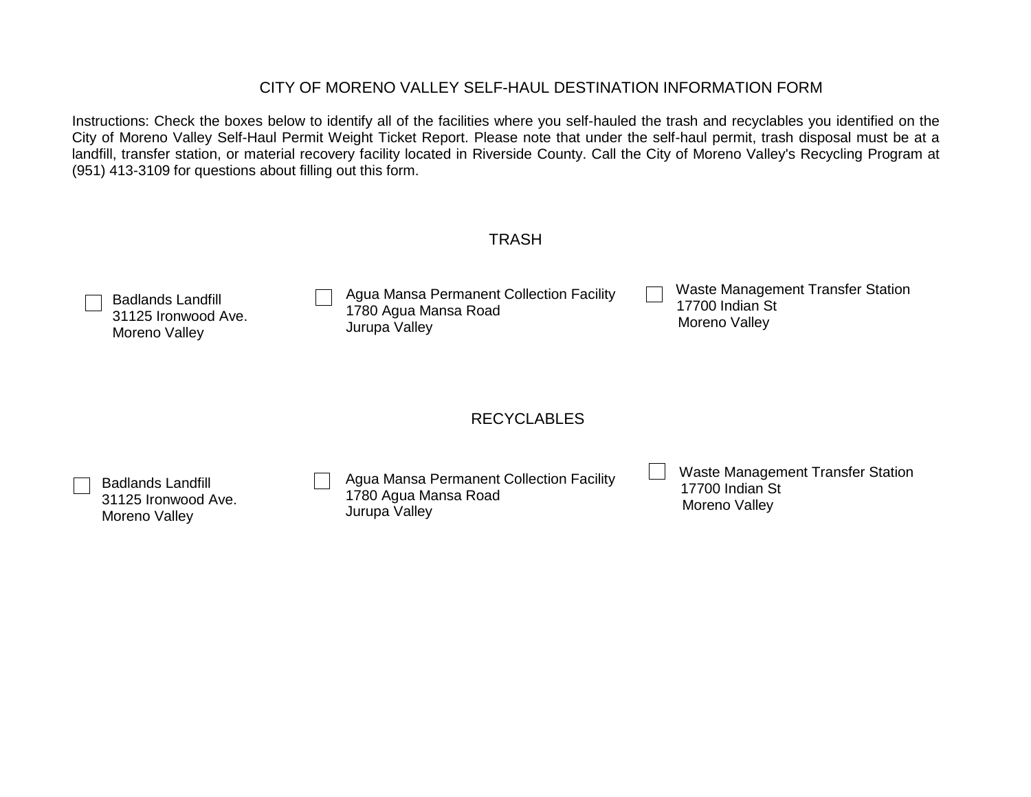# CITY OF MORENO VALLEY SELF-HAUL DESTINATION INFORMATION FORM

Instructions: Check the boxes below to identify all of the facilities where you self-hauled the trash and recyclables you identified on the City of Moreno Valley Self-Haul Permit Weight Ticket Report. Please note that under the self-haul permit, trash disposal must be at a landfill, transfer station, or material recovery facility located in Riverside County. Call the City of Moreno Valley's Recycling Program at (951) 413-3109 for questions about filling out this form.

## TRASH

- [ ] Badlands Landfill
  31125 Ironwood Ave.
  Moreno Valley
- [ ] Agua Mansa Permanent Collection Facility
  1780 Agua Mansa Road
  Jurupa Valley
- [ ] Waste Management Transfer Station
  17700 Indian St
  Moreno Valley

## RECYCLABLES

- [ ] Badlands Landfill
  31125 Ironwood Ave.
  Moreno Valley
- [ ] Agua Mansa Permanent Collection Facility
  1780 Agua Mansa Road
  Jurupa Valley
- [ ] Waste Management Transfer Station
  17700 Indian St
  Moreno Valley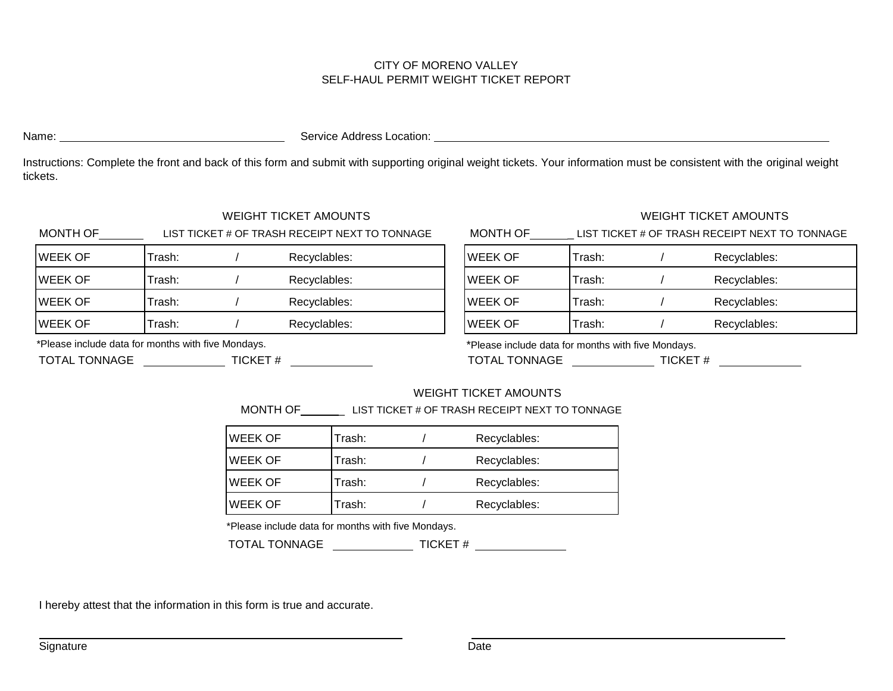CITY OF MORENO VALLEY

SELF-HAUL PERMIT WEIGHT TICKET REPORT

Name: ____________________________________ Service Address Location: ________________________________________________________________

Instructions: Complete the front and back of this form and submit with supporting original weight tickets. Your information must be consistent with the original weight tickets.

WEIGHT TICKET AMOUNTS

MONTH OF_______ LIST TICKET # OF TRASH RECEIPT NEXT TO TONNAGE

| | | |
|---|---|---|
| WEEK OF | Trash: / | Recyclables: |
| WEEK OF | Trash: / | Recyclables: |
| WEEK OF | Trash: / | Recyclables: |
| WEEK OF | Trash: / | Recyclables: |

*Please include data for months with five Mondays.

TOTAL TONNAGE _____________ TICKET # _____________

WEIGHT TICKET AMOUNTS

MONTH OF_______ LIST TICKET # OF TRASH RECEIPT NEXT TO TONNAGE

| | | |
|---|---|---|
| WEEK OF | Trash: / | Recyclables: |
| WEEK OF | Trash: / | Recyclables: |
| WEEK OF | Trash: / | Recyclables: |
| WEEK OF | Trash: / | Recyclables: |

*Please include data for months with five Mondays.

TOTAL TONNAGE _____________ TICKET # _____________

WEIGHT TICKET AMOUNTS

MONTH OF_______ LIST TICKET # OF TRASH RECEIPT NEXT TO TONNAGE

| | | |
|---|---|---|
| WEEK OF | Trash: / | Recyclables: |
| WEEK OF | Trash: / | Recyclables: |
| WEEK OF | Trash: / | Recyclables: |
| WEEK OF | Trash: / | Recyclables: |

*Please include data for months with five Mondays.

TOTAL TONNAGE _____________ TICKET # ______________

I hereby attest that the information in this form is true and accurate.

______________________________________________ ______________________________________________

Signature Date